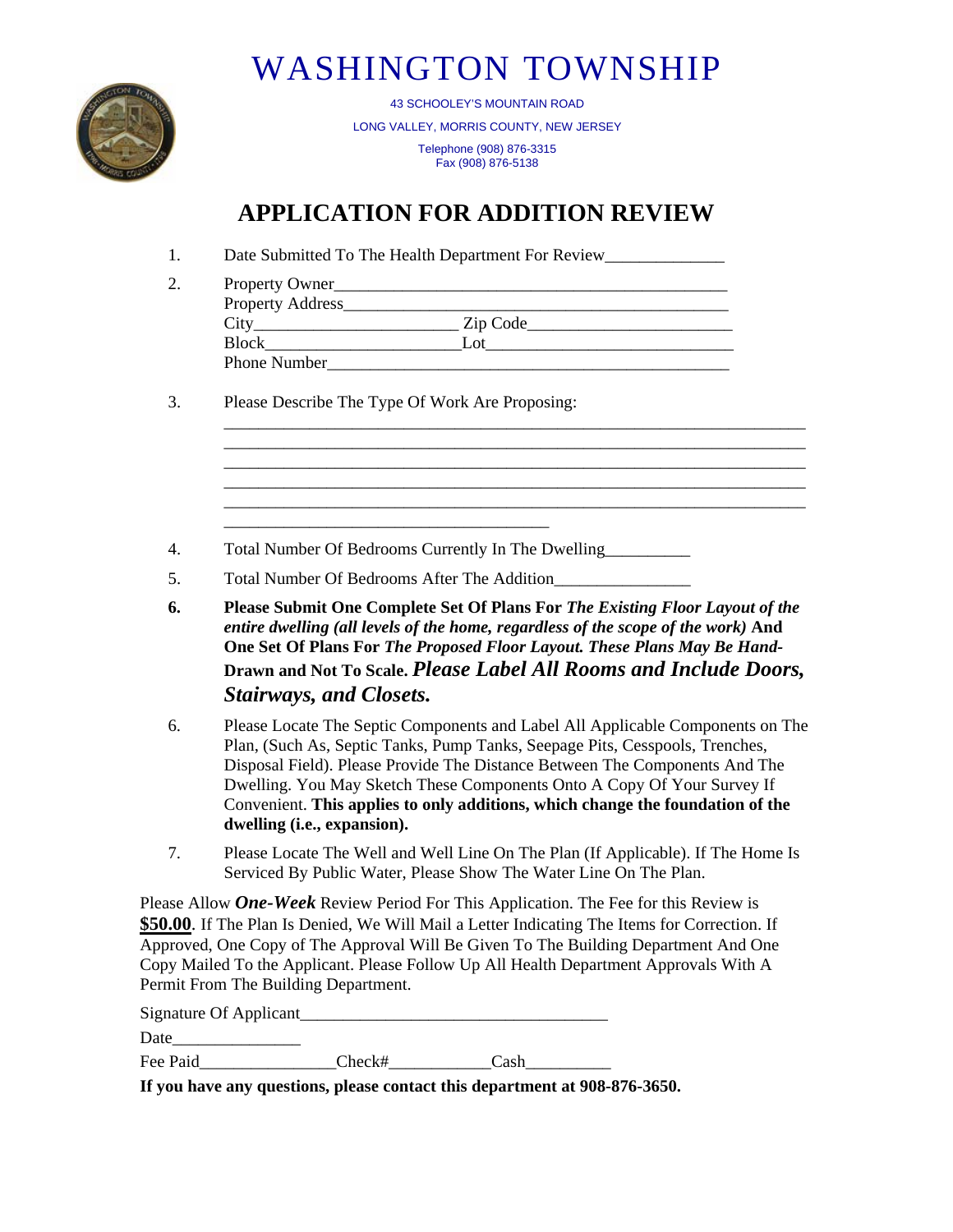# WASHINGTON TOWNSHIP

43 SCHOOLEY'S MOUNTAIN ROAD

LONG VALLEY, MORRIS COUNTY, NEW JERSEY

Telephone (908) 876-3315
Fax (908) 876-5138

## APPLICATION FOR ADDITION REVIEW

1. Date Submitted To The Health Department For Review______________

2. Property Owner_______________________________________________
   Property Address_____________________________________________
   City________________________ Zip Code_______________________
   Block______________________ Lot____________________________
   Phone Number_________________________________________________

3. Please Describe The Type Of Work Are Proposing:
   ________________________________________________________________
   ________________________________________________________________
   ________________________________________________________________
   ________________________________________________________________
   ________________________________________________________________
   ____________________________________

4. Total Number Of Bedrooms Currently In The Dwelling__________

5. Total Number Of Bedrooms After The Addition________________

6. **Please Submit One Complete Set Of Plans For *The Existing Floor Layout of the entire dwelling (all levels of the home, regardless of the scope of the work)* And One Set Of Plans For *The Proposed Floor Layout. These Plans May Be Hand-Drawn* and Not To Scale. *Please Label All Rooms and Include Doors, Stairways, and Closets.***

6. Please Locate The Septic Components and Label All Applicable Components on The Plan, (Such As, Septic Tanks, Pump Tanks, Seepage Pits, Cesspools, Trenches, Disposal Field). Please Provide The Distance Between The Components And The Dwelling. You May Sketch These Components Onto A Copy Of Your Survey If Convenient. **This applies to only additions, which change the foundation of the dwelling (i.e., expansion).**

7. Please Locate The Well and Well Line On The Plan (If Applicable). If The Home Is Serviced By Public Water, Please Show The Water Line On The Plan.

Please Allow ***One-Week*** Review Period For This Application. The Fee for this Review is **$50.00**. If The Plan Is Denied, We Will Mail a Letter Indicating The Items for Correction. If Approved, One Copy of The Approval Will Be Given To The Building Department And One Copy Mailed To the Applicant. Please Follow Up All Health Department Approvals With A Permit From The Building Department.

Signature Of Applicant___________________________________

Date_______________

Fee Paid_______________Check#___________Cash__________

**If you have any questions, please contact this department at 908-876-3650.**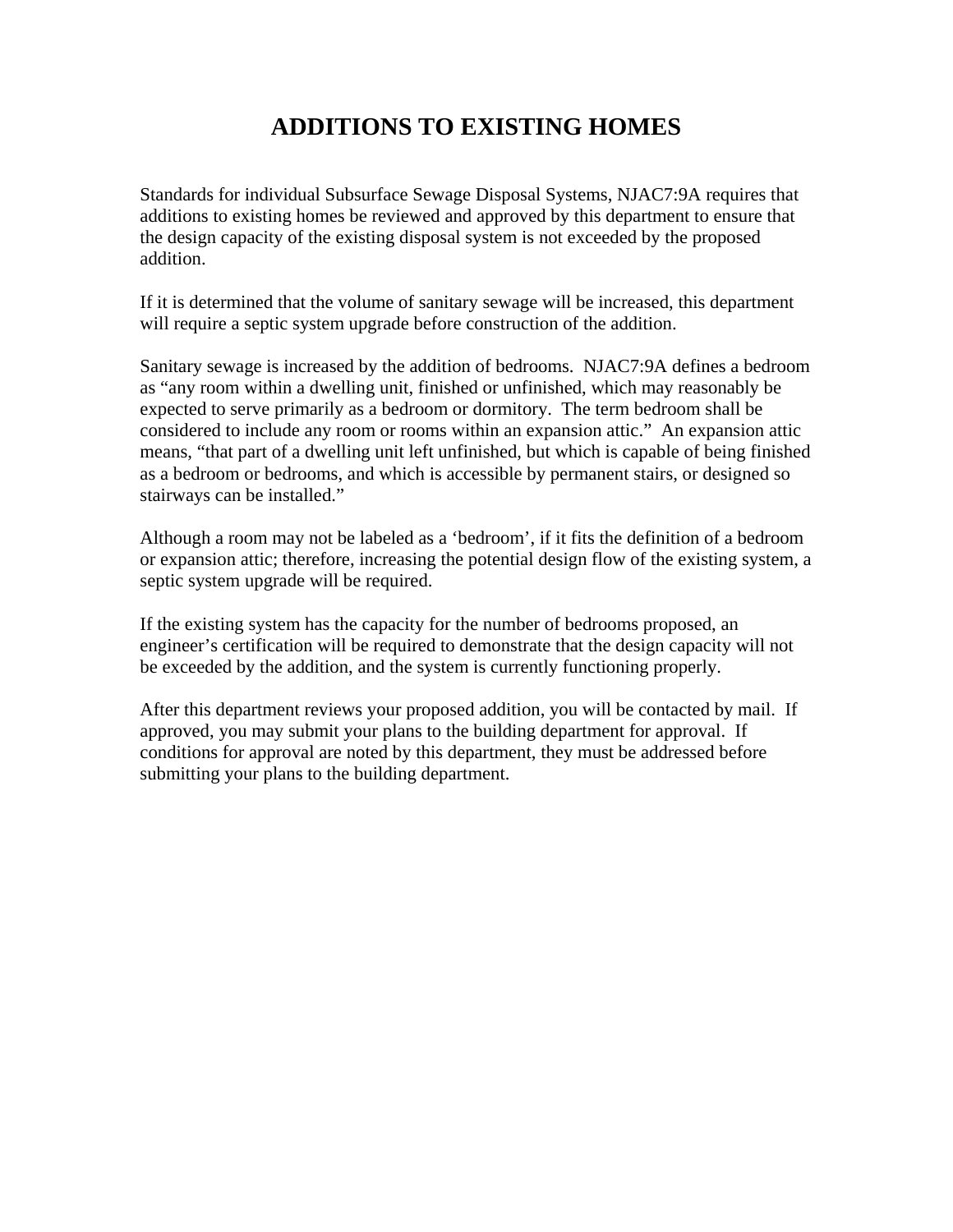# ADDITIONS TO EXISTING HOMES

Standards for individual Subsurface Sewage Disposal Systems, NJAC7:9A requires that additions to existing homes be reviewed and approved by this department to ensure that the design capacity of the existing disposal system is not exceeded by the proposed addition.

If it is determined that the volume of sanitary sewage will be increased, this department will require a septic system upgrade before construction of the addition.

Sanitary sewage is increased by the addition of bedrooms. NJAC7:9A defines a bedroom as "any room within a dwelling unit, finished or unfinished, which may reasonably be expected to serve primarily as a bedroom or dormitory. The term bedroom shall be considered to include any room or rooms within an expansion attic." An expansion attic means, "that part of a dwelling unit left unfinished, but which is capable of being finished as a bedroom or bedrooms, and which is accessible by permanent stairs, or designed so stairways can be installed."

Although a room may not be labeled as a 'bedroom', if it fits the definition of a bedroom or expansion attic; therefore, increasing the potential design flow of the existing system, a septic system upgrade will be required.

If the existing system has the capacity for the number of bedrooms proposed, an engineer's certification will be required to demonstrate that the design capacity will not be exceeded by the addition, and the system is currently functioning properly.

After this department reviews your proposed addition, you will be contacted by mail. If approved, you may submit your plans to the building department for approval. If conditions for approval are noted by this department, they must be addressed before submitting your plans to the building department.